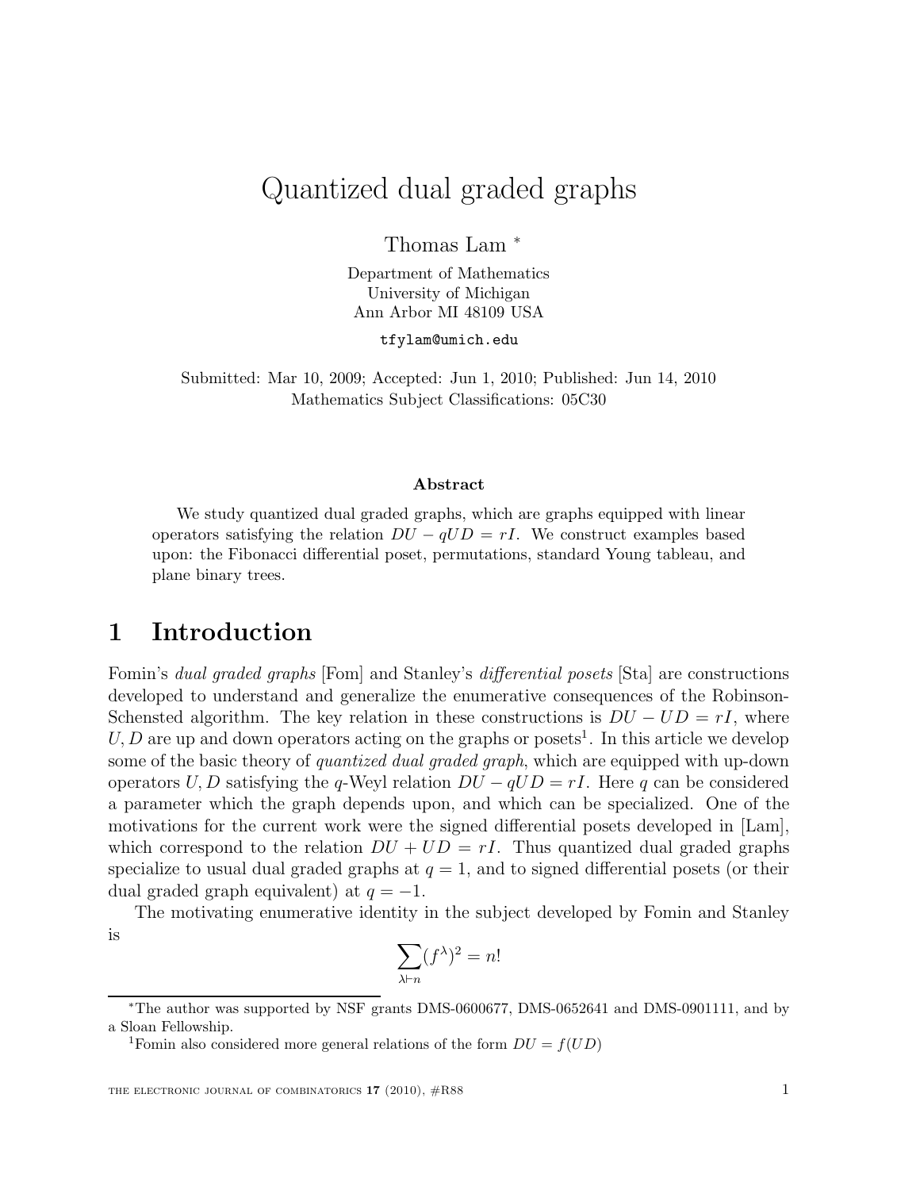# Quantized dual graded graphs

Thomas Lam [*]

Department of Mathematics
University of Michigan
Ann Arbor MI 48109 USA

tfylam@umich.edu

Submitted: Mar 10, 2009; Accepted: Jun 1, 2010; Published: Jun 14, 2010
Mathematics Subject Classifications: 05C30

### Abstract

We study quantized dual graded graphs, which are graphs equipped with linear operators satisfying the relation $DU - qUD = rI$. We construct examples based upon: the Fibonacci differential poset, permutations, standard Young tableau, and plane binary trees.

## 1 Introduction

Fomin's *dual graded graphs* [Fom] and Stanley's *differential posets* [Sta] are constructions developed to understand and generalize the enumerative consequences of the Robinson-Schensted algorithm. The key relation in these constructions is $DU - UD = rI$, where $U, D$ are up and down operators acting on the graphs or posets[1]. In this article we develop some of the basic theory of *quantized dual graded graph*, which are equipped with up-down operators $U, D$ satisfying the $q$-Weyl relation $DU - qUD = rI$. Here $q$ can be considered a parameter which the graph depends upon, and which can be specialized. One of the motivations for the current work were the signed differential posets developed in [Lam], which correspond to the relation $DU + UD = rI$. Thus quantized dual graded graphs specialize to usual dual graded graphs at $q = 1$, and to signed differential posets (or their dual graded graph equivalent) at $q = -1$.

The motivating enumerative identity in the subject developed by Fomin and Stanley is

$$\sum_{\lambda \vdash n} (f^\lambda)^2 = n!$$

---

[*] The author was supported by NSF grants DMS-0600677, DMS-0652641 and DMS-0901111, and by a Sloan Fellowship.

[1] Fomin also considered more general relations of the form $DU = f(UD)$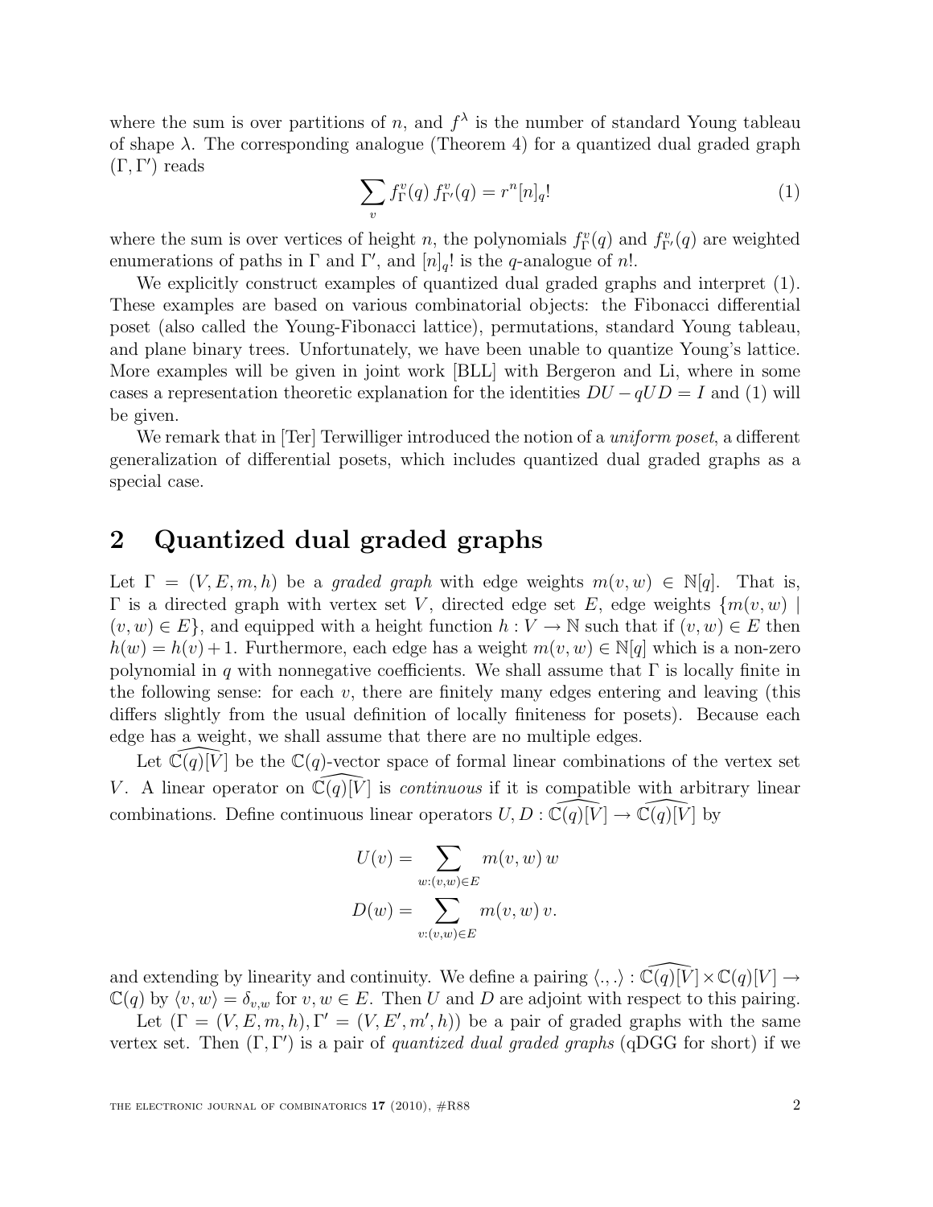where the sum is over partitions of $n$, and $f^\lambda$ is the number of standard Young tableau of shape $\lambda$. The corresponding analogue (Theorem 4) for a quantized dual graded graph $(\Gamma, \Gamma')$ reads

$$\sum_v f_\Gamma^v(q)\, f_{\Gamma'}^v(q) = r^n [n]_q! \tag{1}$$

where the sum is over vertices of height $n$, the polynomials $f_\Gamma^v(q)$ and $f_{\Gamma'}^v(q)$ are weighted enumerations of paths in $\Gamma$ and $\Gamma'$, and $[n]_q!$ is the $q$-analogue of $n!$.

We explicitly construct examples of quantized dual graded graphs and interpret (1). These examples are based on various combinatorial objects: the Fibonacci differential poset (also called the Young-Fibonacci lattice), permutations, standard Young tableau, and plane binary trees. Unfortunately, we have been unable to quantize Young's lattice. More examples will be given in joint work [BLL] with Bergeron and Li, where in some cases a representation theoretic explanation for the identities $DU - qUD = I$ and (1) will be given.

We remark that in [Ter] Terwilliger introduced the notion of a *uniform poset*, a different generalization of differential posets, which includes quantized dual graded graphs as a special case.

# 2 Quantized dual graded graphs

Let $\Gamma = (V, E, m, h)$ be a *graded graph* with edge weights $m(v, w) \in \mathbb{N}[q]$. That is, $\Gamma$ is a directed graph with vertex set $V$, directed edge set $E$, edge weights $\{m(v, w) \mid (v, w) \in E\}$, and equipped with a height function $h : V \to \mathbb{N}$ such that if $(v, w) \in E$ then $h(w) = h(v) + 1$. Furthermore, each edge has a weight $m(v, w) \in \mathbb{N}[q]$ which is a non-zero polynomial in $q$ with nonnegative coefficients. We shall assume that $\Gamma$ is locally finite in the following sense: for each $v$, there are finitely many edges entering and leaving (this differs slightly from the usual definition of locally finiteness for posets). Because each edge has a weight, we shall assume that there are no multiple edges.

Let $\widehat{\mathbb{C}(q)[V]}$ be the $\mathbb{C}(q)$-vector space of formal linear combinations of the vertex set $V$. A linear operator on $\widehat{\mathbb{C}(q)[V]}$ is *continuous* if it is compatible with arbitrary linear combinations. Define continuous linear operators $U, D : \widehat{\mathbb{C}(q)[V]} \to \widehat{\mathbb{C}(q)[V]}$ by

$$U(v) = \sum_{w:(v,w)\in E} m(v, w)\, w$$

$$D(w) = \sum_{v:(v,w)\in E} m(v, w)\, v.$$

and extending by linearity and continuity. We define a pairing $\langle .,. \rangle : \widehat{\mathbb{C}(q)[V]} \times \mathbb{C}(q)[V] \to \mathbb{C}(q)$ by $\langle v, w \rangle = \delta_{v,w}$ for $v, w \in E$. Then $U$ and $D$ are adjoint with respect to this pairing.

Let $(\Gamma = (V, E, m, h), \Gamma' = (V, E', m', h))$ be a pair of graded graphs with the same vertex set. Then $(\Gamma, \Gamma')$ is a pair of *quantized dual graded graphs* (qDGG for short) if we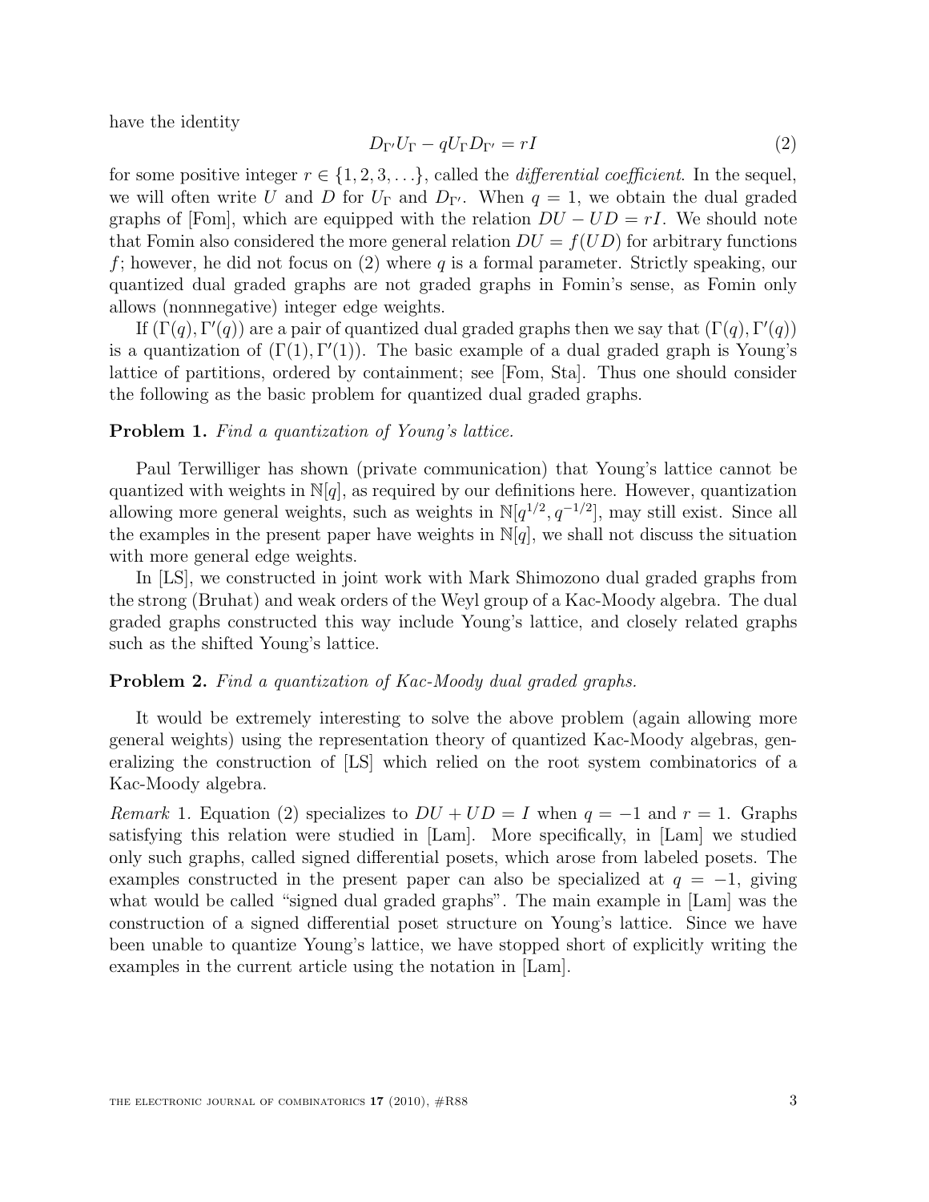have the identity

$$D_{\Gamma'} U_{\Gamma} - q U_{\Gamma} D_{\Gamma'} = rI \tag{2}$$

for some positive integer $r \in \{1, 2, 3, \ldots\}$, called the *differential coefficient*. In the sequel, we will often write $U$ and $D$ for $U_\Gamma$ and $D_{\Gamma'}$. When $q = 1$, we obtain the dual graded graphs of [Fom], which are equipped with the relation $DU - UD = rI$. We should note that Fomin also considered the more general relation $DU = f(UD)$ for arbitrary functions $f$; however, he did not focus on (2) where $q$ is a formal parameter. Strictly speaking, our quantized dual graded graphs are not graded graphs in Fomin's sense, as Fomin only allows (nonnnegative) integer edge weights.

If $(\Gamma(q), \Gamma'(q))$ are a pair of quantized dual graded graphs then we say that $(\Gamma(q), \Gamma'(q))$ is a quantization of $(\Gamma(1), \Gamma'(1))$. The basic example of a dual graded graph is Young's lattice of partitions, ordered by containment; see [Fom, Sta]. Thus one should consider the following as the basic problem for quantized dual graded graphs.

**Problem 1.** *Find a quantization of Young's lattice.*

Paul Terwilliger has shown (private communication) that Young's lattice cannot be quantized with weights in $\mathbb{N}[q]$, as required by our definitions here. However, quantization allowing more general weights, such as weights in $\mathbb{N}[q^{1/2}, q^{-1/2}]$, may still exist. Since all the examples in the present paper have weights in $\mathbb{N}[q]$, we shall not discuss the situation with more general edge weights.

In [LS], we constructed in joint work with Mark Shimozono dual graded graphs from the strong (Bruhat) and weak orders of the Weyl group of a Kac-Moody algebra. The dual graded graphs constructed this way include Young's lattice, and closely related graphs such as the shifted Young's lattice.

**Problem 2.** *Find a quantization of Kac-Moody dual graded graphs.*

It would be extremely interesting to solve the above problem (again allowing more general weights) using the representation theory of quantized Kac-Moody algebras, generalizing the construction of [LS] which relied on the root system combinatorics of a Kac-Moody algebra.

*Remark* 1. Equation (2) specializes to $DU + UD = I$ when $q = -1$ and $r = 1$. Graphs satisfying this relation were studied in [Lam]. More specifically, in [Lam] we studied only such graphs, called signed differential posets, which arose from labeled posets. The examples constructed in the present paper can also be specialized at $q = -1$, giving what would be called "signed dual graded graphs". The main example in [Lam] was the construction of a signed differential poset structure on Young's lattice. Since we have been unable to quantize Young's lattice, we have stopped short of explicitly writing the examples in the current article using the notation in [Lam].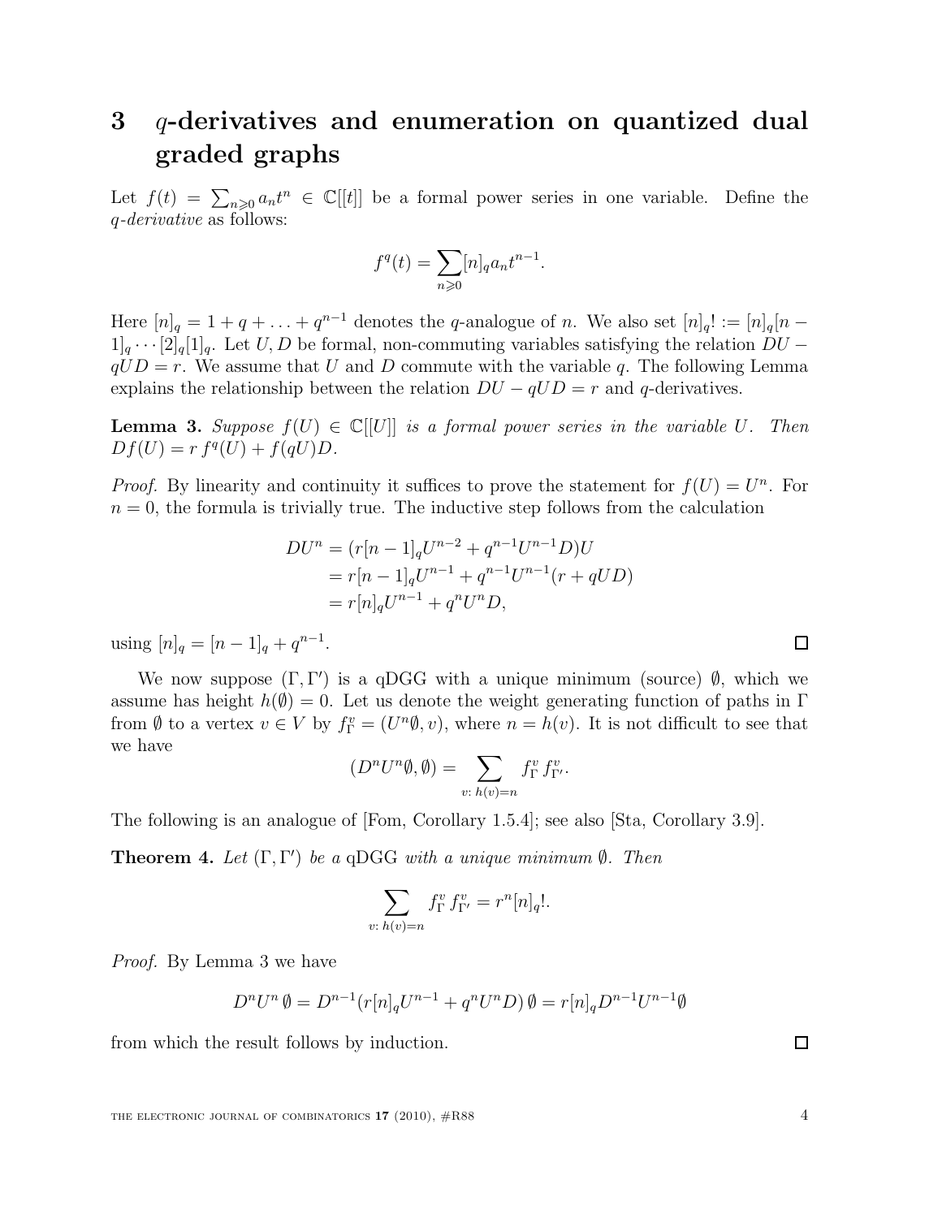# 3 $q$-derivatives and enumeration on quantized dual graded graphs

Let $f(t) = \sum_{n \geqslant 0} a_n t^n \in \mathbb{C}[[t]]$ be a formal power series in one variable. Define the *q-derivative* as follows:

$$f^q(t) = \sum_{n \geqslant 0} [n]_q a_n t^{n-1}.$$

Here $[n]_q = 1 + q + \ldots + q^{n-1}$ denotes the $q$-analogue of $n$. We also set $[n]_q! := [n]_q [n-1]_q \cdots [2]_q [1]_q$. Let $U, D$ be formal, non-commuting variables satisfying the relation $DU - qUD = r$. We assume that $U$ and $D$ commute with the variable $q$. The following Lemma explains the relationship between the relation $DU - qUD = r$ and $q$-derivatives.

**Lemma 3.** *Suppose $f(U) \in \mathbb{C}[[U]]$ is a formal power series in the variable $U$. Then $Df(U) = r\, f^q(U) + f(qU)D$.*

*Proof.* By linearity and continuity it suffices to prove the statement for $f(U) = U^n$. For $n = 0$, the formula is trivially true. The inductive step follows from the calculation

$$\begin{aligned}
DU^n &= (r[n-1]_q U^{n-2} + q^{n-1} U^{n-1} D)U \\
&= r[n-1]_q U^{n-1} + q^{n-1} U^{n-1}(r + qUD) \\
&= r[n]_q U^{n-1} + q^n U^n D,
\end{aligned}$$

using $[n]_q = [n-1]_q + q^{n-1}$. $\square$

We now suppose $(\Gamma, \Gamma')$ is a qDGG with a unique minimum (source) $\emptyset$, which we assume has height $h(\emptyset) = 0$. Let us denote the weight generating function of paths in $\Gamma$ from $\emptyset$ to a vertex $v \in V$ by $f^v_\Gamma = (U^n \emptyset, v)$, where $n = h(v)$. It is not difficult to see that we have

$$(D^n U^n \emptyset, \emptyset) = \sum_{v:\, h(v) = n} f^v_\Gamma\, f^v_{\Gamma'}.$$

The following is an analogue of [Fom, Corollary 1.5.4]; see also [Sta, Corollary 3.9].

**Theorem 4.** *Let $(\Gamma, \Gamma')$ be a* qDGG *with a unique minimum $\emptyset$. Then*

$$\sum_{v:\, h(v) = n} f^v_\Gamma\, f^v_{\Gamma'} = r^n [n]_q!.$$

*Proof.* By Lemma 3 we have

$$D^n U^n\, \emptyset = D^{n-1}(r[n]_q U^{n-1} + q^n U^n D)\, \emptyset = r[n]_q D^{n-1} U^{n-1} \emptyset$$

from which the result follows by induction. $\square$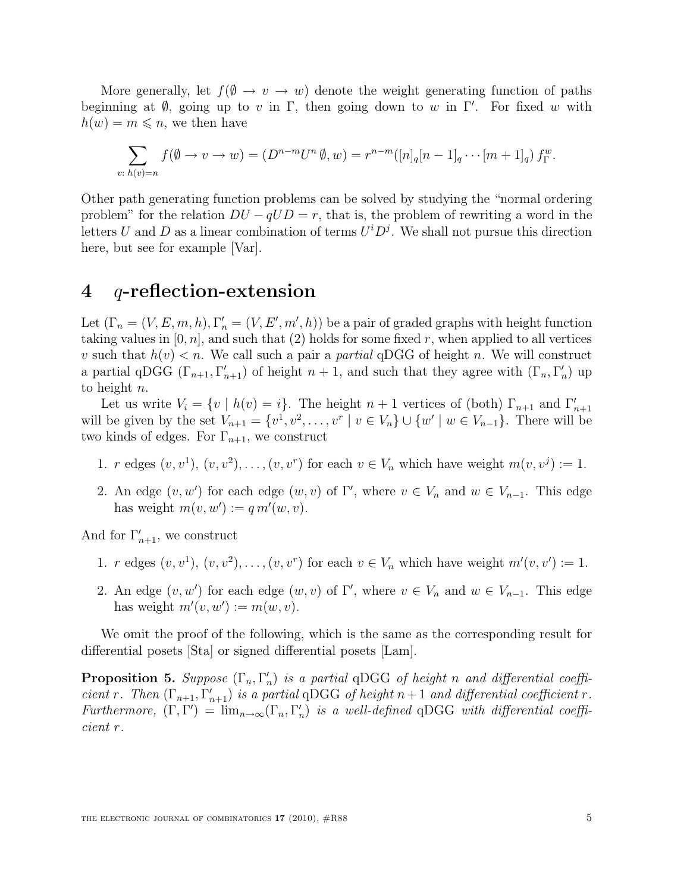More generally, let $f(\emptyset \to v \to w)$ denote the weight generating function of paths beginning at $\emptyset$, going up to $v$ in $\Gamma$, then going down to $w$ in $\Gamma'$. For fixed $w$ with $h(w) = m \leqslant n$, we then have

$$\sum_{v:\, h(v)=n} f(\emptyset \to v \to w) = (D^{n-m} U^n \,\emptyset, w) = r^{n-m}([n]_q [n-1]_q \cdots [m+1]_q)\, f_\Gamma^w.$$

Other path generating function problems can be solved by studying the "normal ordering problem" for the relation $DU - qUD = r$, that is, the problem of rewriting a word in the letters $U$ and $D$ as a linear combination of terms $U^i D^j$. We shall not pursue this direction here, but see for example [Var].

# 4 $q$-reflection-extension

Let $(\Gamma_n = (V, E, m, h), \Gamma'_n = (V, E', m', h))$ be a pair of graded graphs with height function taking values in $[0, n]$, and such that (2) holds for some fixed $r$, when applied to all vertices $v$ such that $h(v) < n$. We call such a pair a *partial* qDGG of height $n$. We will construct a partial qDGG $(\Gamma_{n+1}, \Gamma'_{n+1})$ of height $n + 1$, and such that they agree with $(\Gamma_n, \Gamma'_n)$ up to height $n$.

Let us write $V_i = \{v \mid h(v) = i\}$. The height $n + 1$ vertices of (both) $\Gamma_{n+1}$ and $\Gamma'_{n+1}$ will be given by the set $V_{n+1} = \{v^1, v^2, \ldots, v^r \mid v \in V_n\} \cup \{w' \mid w \in V_{n-1}\}$. There will be two kinds of edges. For $\Gamma_{n+1}$, we construct

1. $r$ edges $(v, v^1)$, $(v, v^2), \ldots, (v, v^r)$ for each $v \in V_n$ which have weight $m(v, v^j) := 1$.
2. An edge $(v, w')$ for each edge $(w, v)$ of $\Gamma'$, where $v \in V_n$ and $w \in V_{n-1}$. This edge has weight $m(v, w') := q\, m'(w, v)$.

And for $\Gamma'_{n+1}$, we construct

1. $r$ edges $(v, v^1)$, $(v, v^2), \ldots, (v, v^r)$ for each $v \in V_n$ which have weight $m'(v, v') := 1$.
2. An edge $(v, w')$ for each edge $(w, v)$ of $\Gamma'$, where $v \in V_n$ and $w \in V_{n-1}$. This edge has weight $m'(v, w') := m(w, v)$.

We omit the proof of the following, which is the same as the corresponding result for differential posets [Sta] or signed differential posets [Lam].

**Proposition 5.** *Suppose $(\Gamma_n, \Gamma'_n)$ is a partial qDGG of height $n$ and differential coefficient $r$. Then $(\Gamma_{n+1}, \Gamma'_{n+1})$ is a partial qDGG of height $n+1$ and differential coefficient $r$. Furthermore, $(\Gamma, \Gamma') = \lim_{n\to\infty}(\Gamma_n, \Gamma'_n)$ is a well-defined qDGG with differential coefficient $r$.*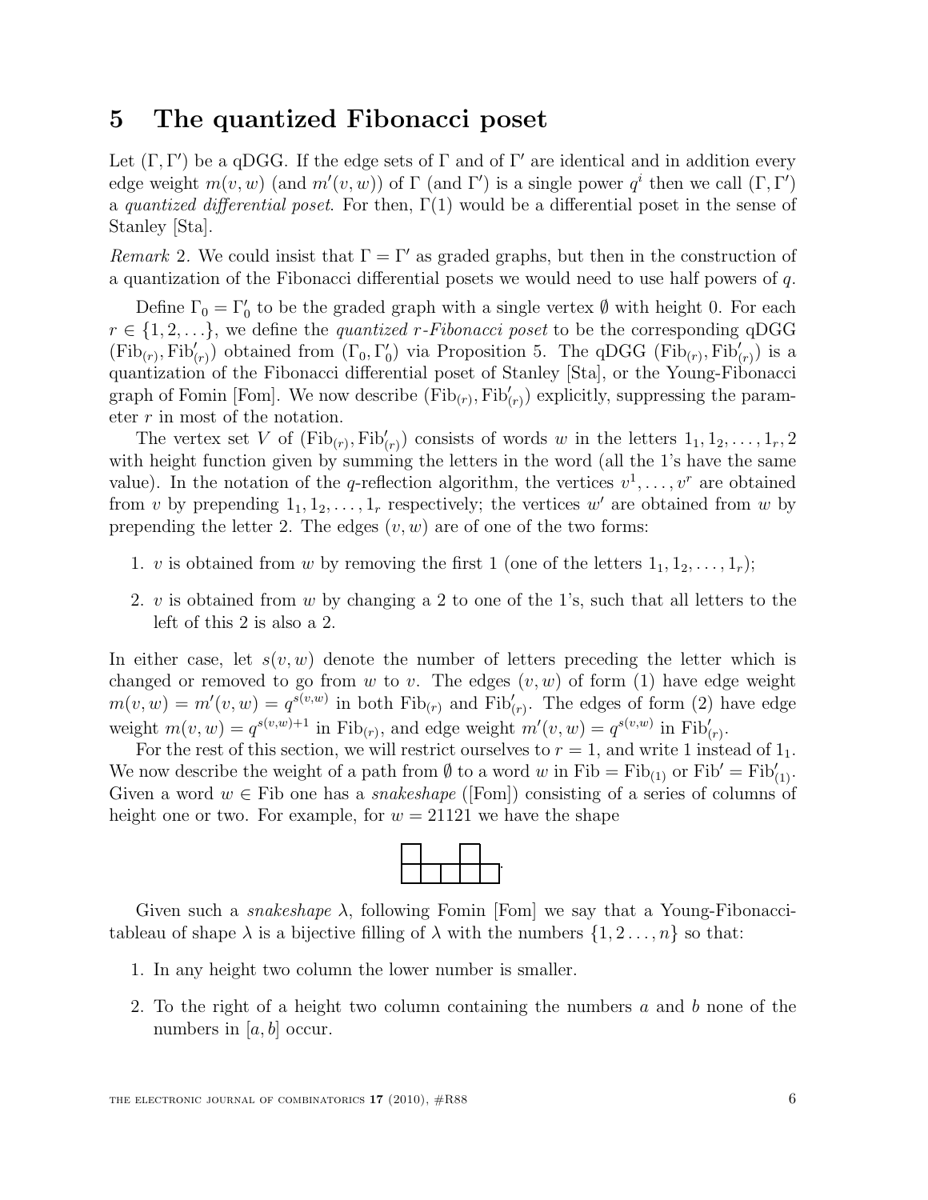# 5 The quantized Fibonacci poset

Let $(\Gamma, \Gamma')$ be a qDGG. If the edge sets of $\Gamma$ and of $\Gamma'$ are identical and in addition every edge weight $m(v, w)$ (and $m'(v, w)$) of $\Gamma$ (and $\Gamma'$) is a single power $q^i$ then we call $(\Gamma, \Gamma')$ a *quantized differential poset*. For then, $\Gamma(1)$ would be a differential poset in the sense of Stanley [Sta].

*Remark* 2. We could insist that $\Gamma = \Gamma'$ as graded graphs, but then in the construction of a quantization of the Fibonacci differential posets we would need to use half powers of $q$.

Define $\Gamma_0 = \Gamma'_0$ to be the graded graph with a single vertex $\emptyset$ with height 0. For each $r \in \{1, 2, \ldots\}$, we define the *quantized r-Fibonacci poset* to be the corresponding qDGG $(\mathrm{Fib}_{(r)}, \mathrm{Fib}'_{(r)})$ obtained from $(\Gamma_0, \Gamma'_0)$ via Proposition 5. The qDGG $(\mathrm{Fib}_{(r)}, \mathrm{Fib}'_{(r)})$ is a quantization of the Fibonacci differential poset of Stanley [Sta], or the Young-Fibonacci graph of Fomin [Fom]. We now describe $(\mathrm{Fib}_{(r)}, \mathrm{Fib}'_{(r)})$ explicitly, suppressing the parameter $r$ in most of the notation.

The vertex set $V$ of $(\mathrm{Fib}_{(r)}, \mathrm{Fib}'_{(r)})$ consists of words $w$ in the letters $1_1, 1_2, \ldots, 1_r, 2$ with height function given by summing the letters in the word (all the 1's have the same value). In the notation of the $q$-reflection algorithm, the vertices $v^1, \ldots, v^r$ are obtained from $v$ by prepending $1_1, 1_2, \ldots, 1_r$ respectively; the vertices $w'$ are obtained from $w$ by prepending the letter 2. The edges $(v, w)$ are of one of the two forms:

1. $v$ is obtained from $w$ by removing the first 1 (one of the letters $1_1, 1_2, \ldots, 1_r$);
2. $v$ is obtained from $w$ by changing a 2 to one of the 1's, such that all letters to the left of this 2 is also a 2.

In either case, let $s(v, w)$ denote the number of letters preceding the letter which is changed or removed to go from $w$ to $v$. The edges $(v, w)$ of form (1) have edge weight $m(v, w) = m'(v, w) = q^{s(v,w)}$ in both $\mathrm{Fib}_{(r)}$ and $\mathrm{Fib}'_{(r)}$. The edges of form (2) have edge weight $m(v, w) = q^{s(v,w)+1}$ in $\mathrm{Fib}_{(r)}$, and edge weight $m'(v, w) = q^{s(v,w)}$ in $\mathrm{Fib}'_{(r)}$.

For the rest of this section, we will restrict ourselves to $r = 1$, and write 1 instead of $1_1$. We now describe the weight of a path from $\emptyset$ to a word $w$ in $\mathrm{Fib} = \mathrm{Fib}_{(1)}$ or $\mathrm{Fib}' = \mathrm{Fib}'_{(1)}$. Given a word $w \in \mathrm{Fib}$ one has a *snakeshape* ([Fom]) consisting of a series of columns of height one or two. For example, for $w = 21121$ we have the shape

```
┌─┐   ┌─┐
├─┼─┬─┼─┼─┐
└─┴─┴─┴─┴─┘.
```

Given such a *snakeshape* $\lambda$, following Fomin [Fom] we say that a Young-Fibonacci-tableau of shape $\lambda$ is a bijective filling of $\lambda$ with the numbers $\{1, 2 \ldots, n\}$ so that:

1. In any height two column the lower number is smaller.
2. To the right of a height two column containing the numbers $a$ and $b$ none of the numbers in $[a, b]$ occur.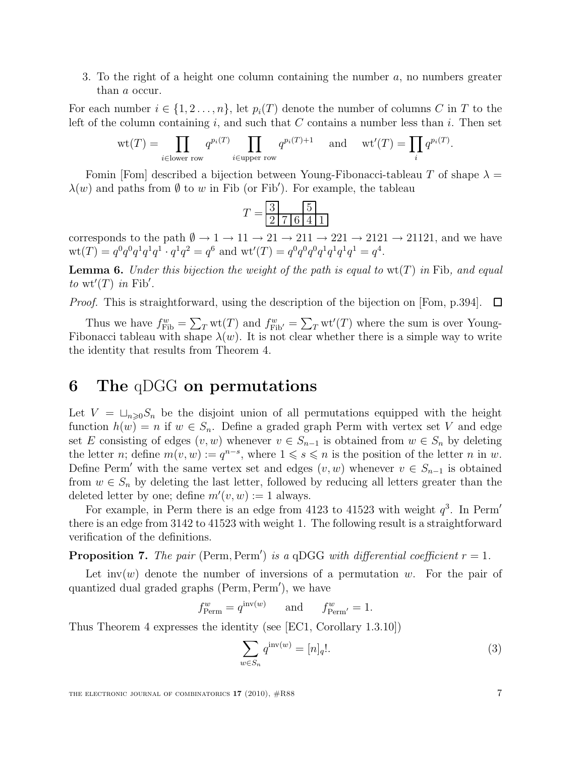3. To the right of a height one column containing the number $a$, no numbers greater than $a$ occur.

For each number $i \in \{1, 2 \ldots, n\}$, let $p_i(T)$ denote the number of columns $C$ in $T$ to the left of the column containing $i$, and such that $C$ contains a number less than $i$. Then set

$$\mathrm{wt}(T) = \prod_{i \in \text{lower row}} q^{p_i(T)} \prod_{i \in \text{upper row}} q^{p_i(T)+1} \quad \text{and} \quad \mathrm{wt}'(T) = \prod_i q^{p_i(T)}.$$

Fomin [Fom] described a bijection between Young-Fibonacci-tableau $T$ of shape $\lambda = \lambda(w)$ and paths from $\emptyset$ to $w$ in Fib (or Fib′). For example, the tableau

$$T = \begin{array}{|c|c|c|c|c|} \hline 3 & & & 5 & \\ \hline 2 & 7 & 6 & 4 & 1 \\ \hline \end{array}$$

corresponds to the path $\emptyset \to 1 \to 11 \to 21 \to 211 \to 221 \to 2121 \to 21121$, and we have $\mathrm{wt}(T) = q^0q^0q^1q^1q^1 \cdot q^1q^2 = q^6$ and $\mathrm{wt}'(T) = q^0q^0q^0q^1q^1q^1q^1 = q^4$.

**Lemma 6.** *Under this bijection the weight of the path is equal to* $\mathrm{wt}(T)$ *in* Fib*, and equal to* $\mathrm{wt}'(T)$ *in* Fib′*.*

*Proof.* This is straightforward, using the description of the bijection on [Fom, p.394]. □

Thus we have $f^w_{\mathrm{Fib}} = \sum_T \mathrm{wt}(T)$ and $f^w_{\mathrm{Fib}'} = \sum_T \mathrm{wt}'(T)$ where the sum is over Young-Fibonacci tableau with shape $\lambda(w)$. It is not clear whether there is a simple way to write the identity that results from Theorem 4.

# 6 The qDGG on permutations

Let $V = \sqcup_{n \geqslant 0} S_n$ be the disjoint union of all permutations equipped with the height function $h(w) = n$ if $w \in S_n$. Define a graded graph Perm with vertex set $V$ and edge set $E$ consisting of edges $(v, w)$ whenever $v \in S_{n-1}$ is obtained from $w \in S_n$ by deleting the letter $n$; define $m(v, w) := q^{n-s}$, where $1 \leqslant s \leqslant n$ is the position of the letter $n$ in $w$. Define Perm′ with the same vertex set and edges $(v, w)$ whenever $v \in S_{n-1}$ is obtained from $w \in S_n$ by deleting the last letter, followed by reducing all letters greater than the deleted letter by one; define $m'(v, w) := 1$ always.

For example, in Perm there is an edge from 4123 to 41523 with weight $q^3$. In Perm′ there is an edge from 3142 to 41523 with weight 1. The following result is a straightforward verification of the definitions.

**Proposition 7.** *The pair* (Perm, Perm′) *is a* qDGG *with differential coefficient* $r = 1$*.*

Let $\mathrm{inv}(w)$ denote the number of inversions of a permutation $w$. For the pair of quantized dual graded graphs (Perm, Perm′), we have

$$f^w_{\mathrm{Perm}} = q^{\mathrm{inv}(w)} \qquad \text{and} \qquad f^w_{\mathrm{Perm}'} = 1.$$

Thus Theorem 4 expresses the identity (see [EC1, Corollary 1.3.10])

$$\sum_{w \in S_n} q^{\mathrm{inv}(w)} = [n]_q!. \tag{3}$$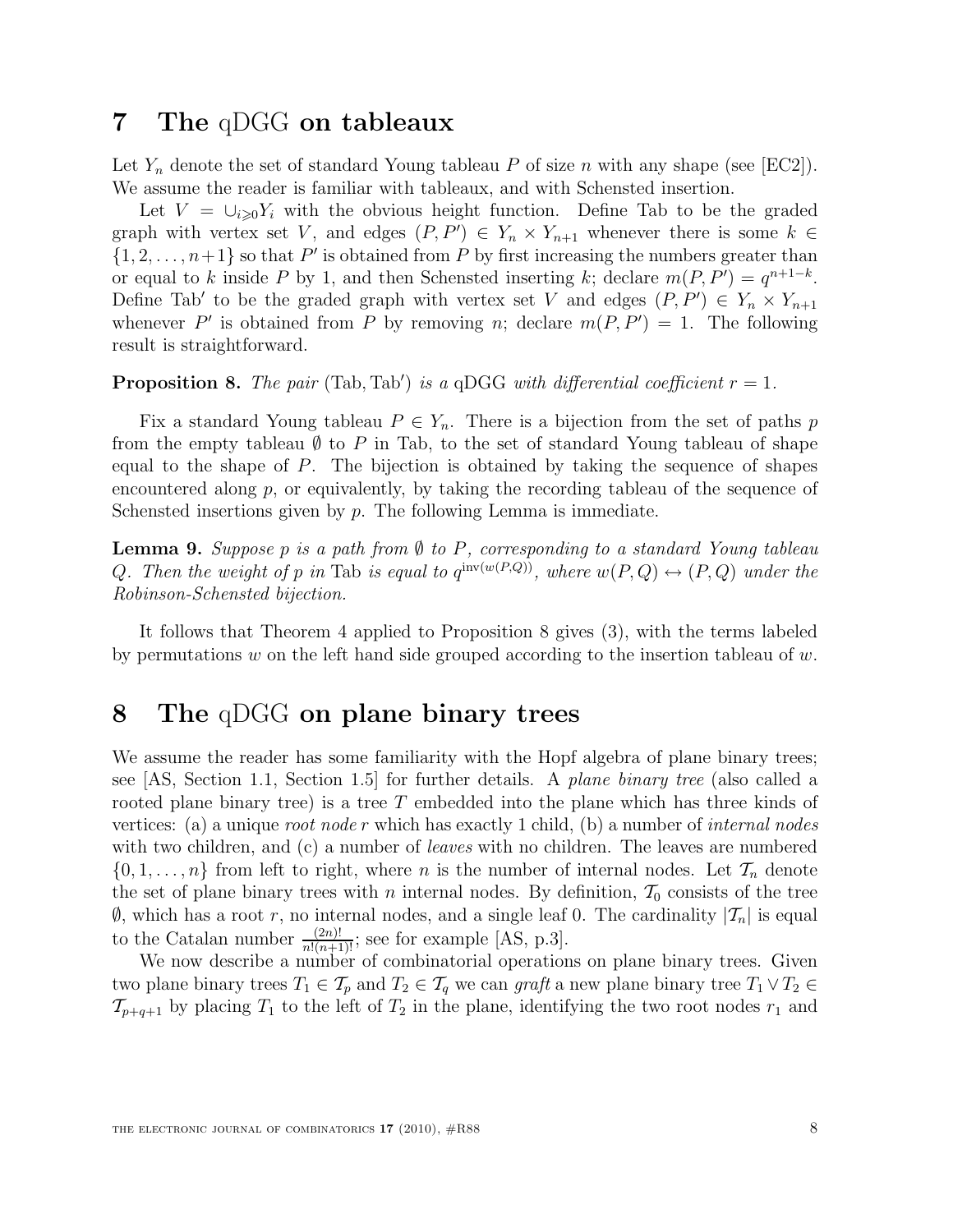## 7 The qDGG on tableaux

Let $Y_n$ denote the set of standard Young tableau $P$ of size $n$ with any shape (see [EC2]). We assume the reader is familiar with tableaux, and with Schensted insertion.

Let $V = \cup_{i \geqslant 0} Y_i$ with the obvious height function. Define Tab to be the graded graph with vertex set $V$, and edges $(P, P') \in Y_n \times Y_{n+1}$ whenever there is some $k \in \{1, 2, \ldots, n+1\}$ so that $P'$ is obtained from $P$ by first increasing the numbers greater than or equal to $k$ inside $P$ by 1, and then Schensted inserting $k$; declare $m(P, P') = q^{n+1-k}$. Define Tab$'$ to be the graded graph with vertex set $V$ and edges $(P, P') \in Y_n \times Y_{n+1}$ whenever $P'$ is obtained from $P$ by removing $n$; declare $m(P, P') = 1$. The following result is straightforward.

**Proposition 8.** *The pair* (Tab, Tab$'$) *is a* qDGG *with differential coefficient* $r = 1$*.*

Fix a standard Young tableau $P \in Y_n$. There is a bijection from the set of paths $p$ from the empty tableau $\emptyset$ to $P$ in Tab, to the set of standard Young tableau of shape equal to the shape of $P$. The bijection is obtained by taking the sequence of shapes encountered along $p$, or equivalently, by taking the recording tableau of the sequence of Schensted insertions given by $p$. The following Lemma is immediate.

**Lemma 9.** *Suppose $p$ is a path from $\emptyset$ to $P$, corresponding to a standard Young tableau $Q$. Then the weight of $p$ in* Tab *is equal to $q^{\mathrm{inv}(w(P,Q))}$, where $w(P,Q) \leftrightarrow (P,Q)$ under the Robinson-Schensted bijection.*

It follows that Theorem 4 applied to Proposition 8 gives (3), with the terms labeled by permutations $w$ on the left hand side grouped according to the insertion tableau of $w$.

## 8 The qDGG on plane binary trees

We assume the reader has some familiarity with the Hopf algebra of plane binary trees; see [AS, Section 1.1, Section 1.5] for further details. A *plane binary tree* (also called a rooted plane binary tree) is a tree $T$ embedded into the plane which has three kinds of vertices: (a) a unique *root node* $r$ which has exactly 1 child, (b) a number of *internal nodes* with two children, and (c) a number of *leaves* with no children. The leaves are numbered $\{0, 1, \ldots, n\}$ from left to right, where $n$ is the number of internal nodes. Let $\mathcal{T}_n$ denote the set of plane binary trees with $n$ internal nodes. By definition, $\mathcal{T}_0$ consists of the tree $\emptyset$, which has a root $r$, no internal nodes, and a single leaf 0. The cardinality $|\mathcal{T}_n|$ is equal to the Catalan number $\frac{(2n)!}{n!(n+1)!}$; see for example [AS, p.3].

We now describe a number of combinatorial operations on plane binary trees. Given two plane binary trees $T_1 \in \mathcal{T}_p$ and $T_2 \in \mathcal{T}_q$ we can *graft* a new plane binary tree $T_1 \vee T_2 \in \mathcal{T}_{p+q+1}$ by placing $T_1$ to the left of $T_2$ in the plane, identifying the two root nodes $r_1$ and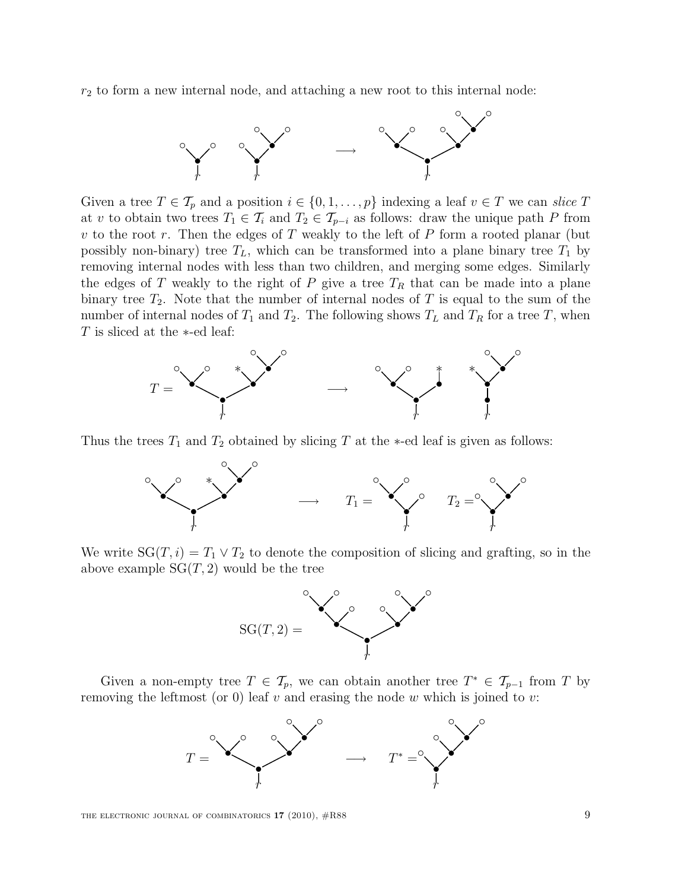$r_2$ to form a new internal node, and attaching a new root to this internal node:

Given a tree $T \in \mathcal{T}_p$ and a position $i \in \{0, 1, \ldots, p\}$ indexing a leaf $v \in T$ we can *slice* $T$ at $v$ to obtain two trees $T_1 \in \mathcal{T}_i$ and $T_2 \in \mathcal{T}_{p-i}$ as follows: draw the unique path $P$ from $v$ to the root $r$. Then the edges of $T$ weakly to the left of $P$ form a rooted planar (but possibly non-binary) tree $T_L$, which can be transformed into a plane binary tree $T_1$ by removing internal nodes with less than two children, and merging some edges. Similarly the edges of $T$ weakly to the right of $P$ give a tree $T_R$ that can be made into a plane binary tree $T_2$. Note that the number of internal nodes of $T$ is equal to the sum of the number of internal nodes of $T_1$ and $T_2$. The following shows $T_L$ and $T_R$ for a tree $T$, when $T$ is sliced at the $*$-ed leaf:

Thus the trees $T_1$ and $T_2$ obtained by slicing $T$ at the $*$-ed leaf is given as follows:

We write $\mathrm{SG}(T, i) = T_1 \vee T_2$ to denote the composition of slicing and grafting, so in the above example $\mathrm{SG}(T, 2)$ would be the tree

Given a non-empty tree $T \in \mathcal{T}_p$, we can obtain another tree $T^* \in \mathcal{T}_{p-1}$ from $T$ by removing the leftmost (or 0) leaf $v$ and erasing the node $w$ which is joined to $v$: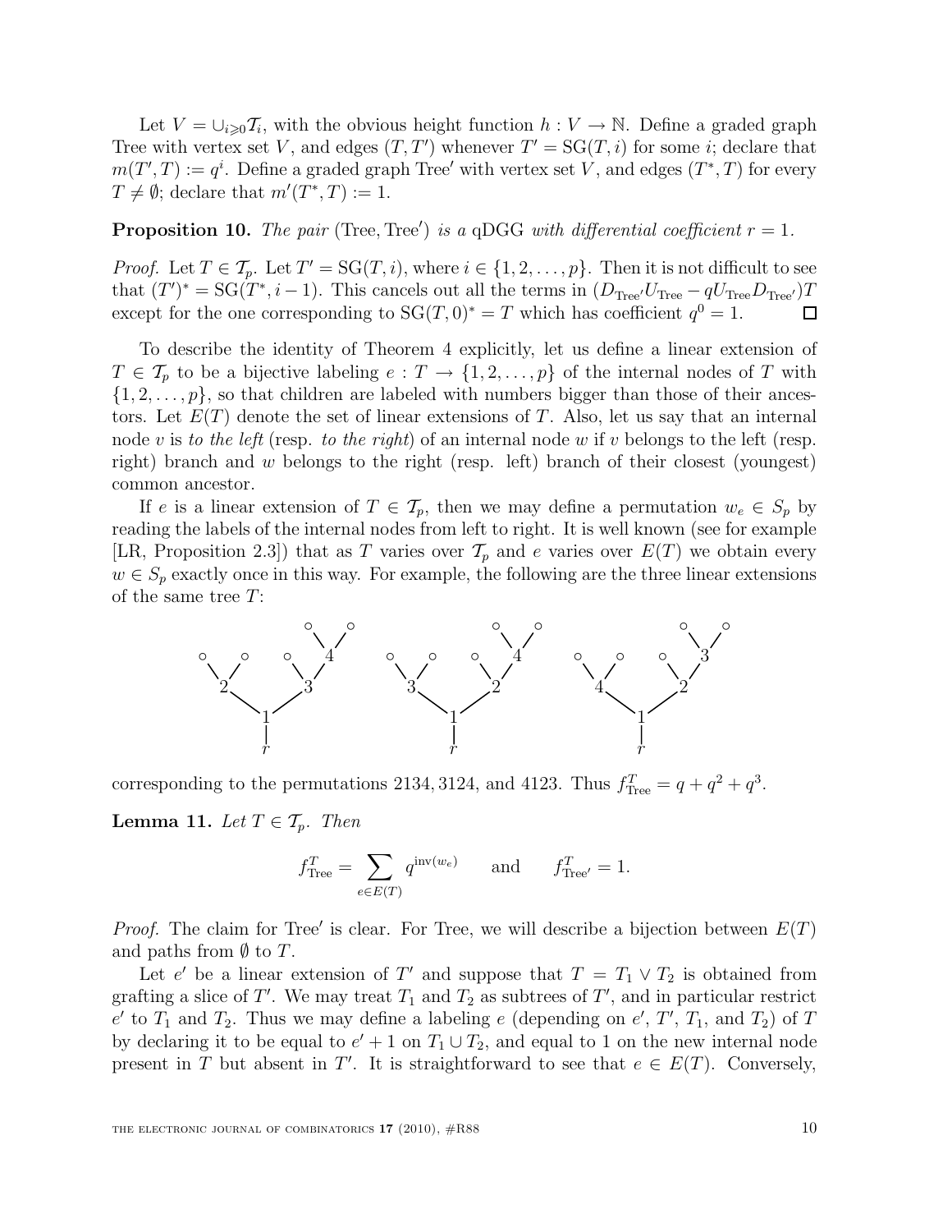Let $V = \cup_{i \geqslant 0} \mathcal{T}_i$, with the obvious height function $h : V \to \mathbb{N}$. Define a graded graph Tree with vertex set $V$, and edges $(T, T')$ whenever $T' = \mathrm{SG}(T, i)$ for some $i$; declare that $m(T', T) := q^i$. Define a graded graph Tree$'$ with vertex set $V$, and edges $(T^*, T)$ for every $T \neq \emptyset$; declare that $m'(T^*, T) := 1$.

**Proposition 10.** *The pair* (Tree, Tree$'$) *is a* qDGG *with differential coefficient* $r = 1$.

*Proof.* Let $T \in \mathcal{T}_p$. Let $T' = \mathrm{SG}(T, i)$, where $i \in \{1, 2, \ldots, p\}$. Then it is not difficult to see that $(T')^* = \mathrm{SG}(T^*, i-1)$. This cancels out all the terms in $(D_{\mathrm{Tree}'} U_{\mathrm{Tree}} - q U_{\mathrm{Tree}} D_{\mathrm{Tree}'}) T$ except for the one corresponding to $\mathrm{SG}(T, 0)^* = T$ which has coefficient $q^0 = 1$. □

To describe the identity of Theorem 4 explicitly, let us define a linear extension of $T \in \mathcal{T}_p$ to be a bijective labeling $e : T \to \{1, 2, \ldots, p\}$ of the internal nodes of $T$ with $\{1, 2, \ldots, p\}$, so that children are labeled with numbers bigger than those of their ancestors. Let $E(T)$ denote the set of linear extensions of $T$. Also, let us say that an internal node $v$ is *to the left* (resp. *to the right*) of an internal node $w$ if $v$ belongs to the left (resp. right) branch and $w$ belongs to the right (resp. left) branch of their closest (youngest) common ancestor.

If $e$ is a linear extension of $T \in \mathcal{T}_p$, then we may define a permutation $w_e \in S_p$ by reading the labels of the internal nodes from left to right. It is well known (see for example [LR, Proposition 2.3]) that as $T$ varies over $\mathcal{T}_p$ and $e$ varies over $E(T)$ we obtain every $w \in S_p$ exactly once in this way. For example, the following are the three linear extensions of the same tree $T$:

corresponding to the permutations 2134, 3124, and 4123. Thus $f^T_{\mathrm{Tree}} = q + q^2 + q^3$.

**Lemma 11.** *Let* $T \in \mathcal{T}_p$. *Then*

$$f^T_{\mathrm{Tree}} = \sum_{e \in E(T)} q^{\mathrm{inv}(w_e)} \qquad \text{and} \qquad f^T_{\mathrm{Tree}'} = 1.$$

*Proof.* The claim for Tree$'$ is clear. For Tree, we will describe a bijection between $E(T)$ and paths from $\emptyset$ to $T$.

Let $e'$ be a linear extension of $T'$ and suppose that $T = T_1 \vee T_2$ is obtained from grafting a slice of $T'$. We may treat $T_1$ and $T_2$ as subtrees of $T'$, and in particular restrict $e'$ to $T_1$ and $T_2$. Thus we may define a labeling $e$ (depending on $e'$, $T'$, $T_1$, and $T_2$) of $T$ by declaring it to be equal to $e' + 1$ on $T_1 \cup T_2$, and equal to 1 on the new internal node present in $T$ but absent in $T'$. It is straightforward to see that $e \in E(T)$. Conversely,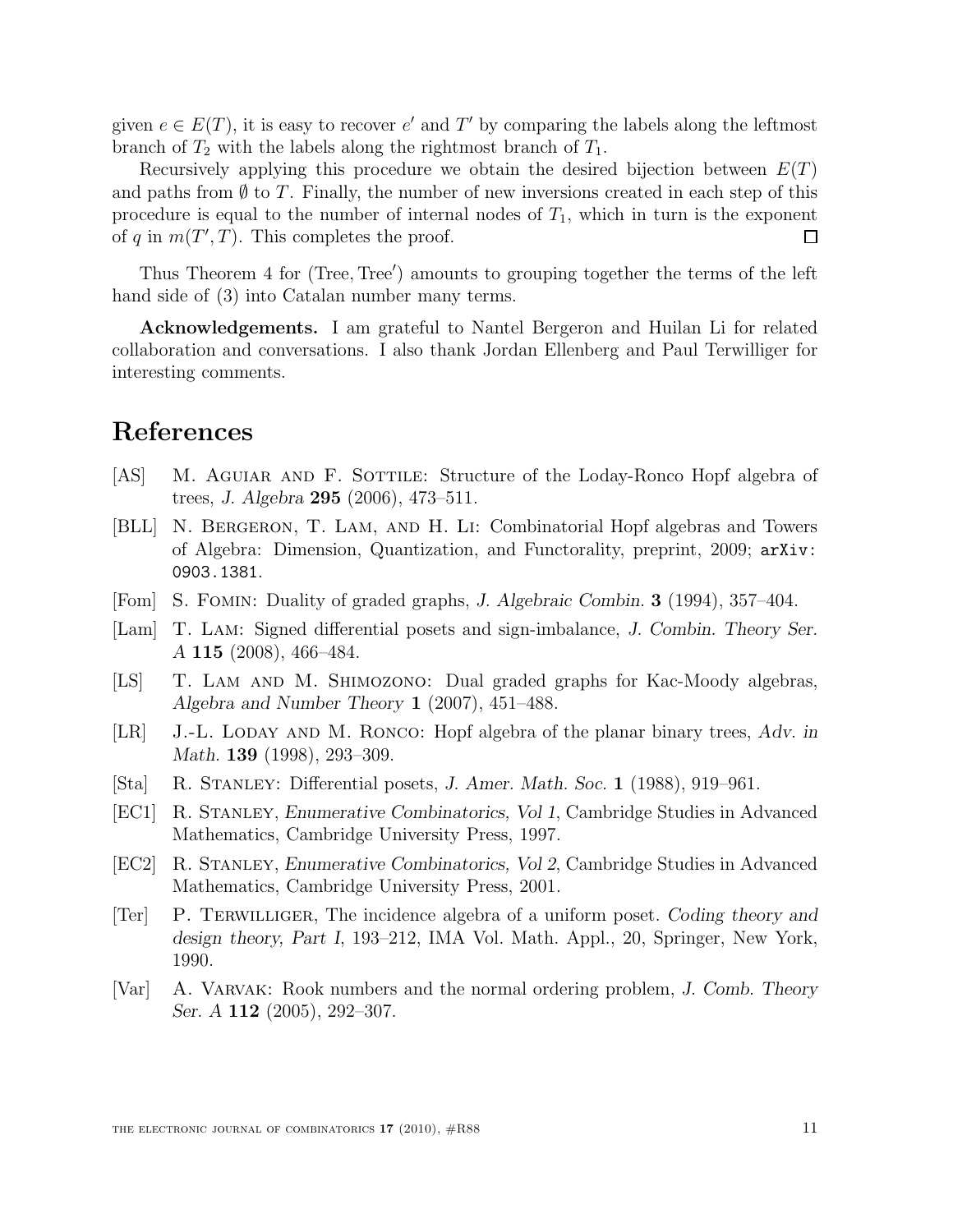given $e \in E(T)$, it is easy to recover $e'$ and $T'$ by comparing the labels along the leftmost branch of $T_2$ with the labels along the rightmost branch of $T_1$.

Recursively applying this procedure we obtain the desired bijection between $E(T)$ and paths from $\emptyset$ to $T$. Finally, the number of new inversions created in each step of this procedure is equal to the number of internal nodes of $T_1$, which in turn is the exponent of $q$ in $m(T', T)$. This completes the proof. $\square$

Thus Theorem 4 for $(\mathrm{Tree}, \mathrm{Tree}')$ amounts to grouping together the terms of the left hand side of (3) into Catalan number many terms.

**Acknowledgements.** I am grateful to Nantel Bergeron and Huilan Li for related collaboration and conversations. I also thank Jordan Ellenberg and Paul Terwilliger for interesting comments.

# References

[AS] M. Aguiar and F. Sottile: Structure of the Loday-Ronco Hopf algebra of trees, *J. Algebra* **295** (2006), 473–511.

[BLL] N. Bergeron, T. Lam, and H. Li: Combinatorial Hopf algebras and Towers of Algebra: Dimension, Quantization, and Functorality, preprint, 2009; arXiv: 0903.1381.

[Fom] S. Fomin: Duality of graded graphs, *J. Algebraic Combin.* **3** (1994), 357–404.

[Lam] T. Lam: Signed differential posets and sign-imbalance, *J. Combin. Theory Ser. A* **115** (2008), 466–484.

[LS] T. Lam and M. Shimozono: Dual graded graphs for Kac-Moody algebras, *Algebra and Number Theory* **1** (2007), 451–488.

[LR] J.-L. Loday and M. Ronco: Hopf algebra of the planar binary trees, *Adv. in Math.* **139** (1998), 293–309.

[Sta] R. Stanley: Differential posets, *J. Amer. Math. Soc.* **1** (1988), 919–961.

[EC1] R. Stanley, *Enumerative Combinatorics, Vol 1*, Cambridge Studies in Advanced Mathematics, Cambridge University Press, 1997.

[EC2] R. Stanley, *Enumerative Combinatorics, Vol 2*, Cambridge Studies in Advanced Mathematics, Cambridge University Press, 2001.

[Ter] P. Terwilliger, The incidence algebra of a uniform poset. *Coding theory and design theory, Part I*, 193–212, IMA Vol. Math. Appl., 20, Springer, New York, 1990.

[Var] A. Varvak: Rook numbers and the normal ordering problem, *J. Comb. Theory Ser. A* **112** (2005), 292–307.